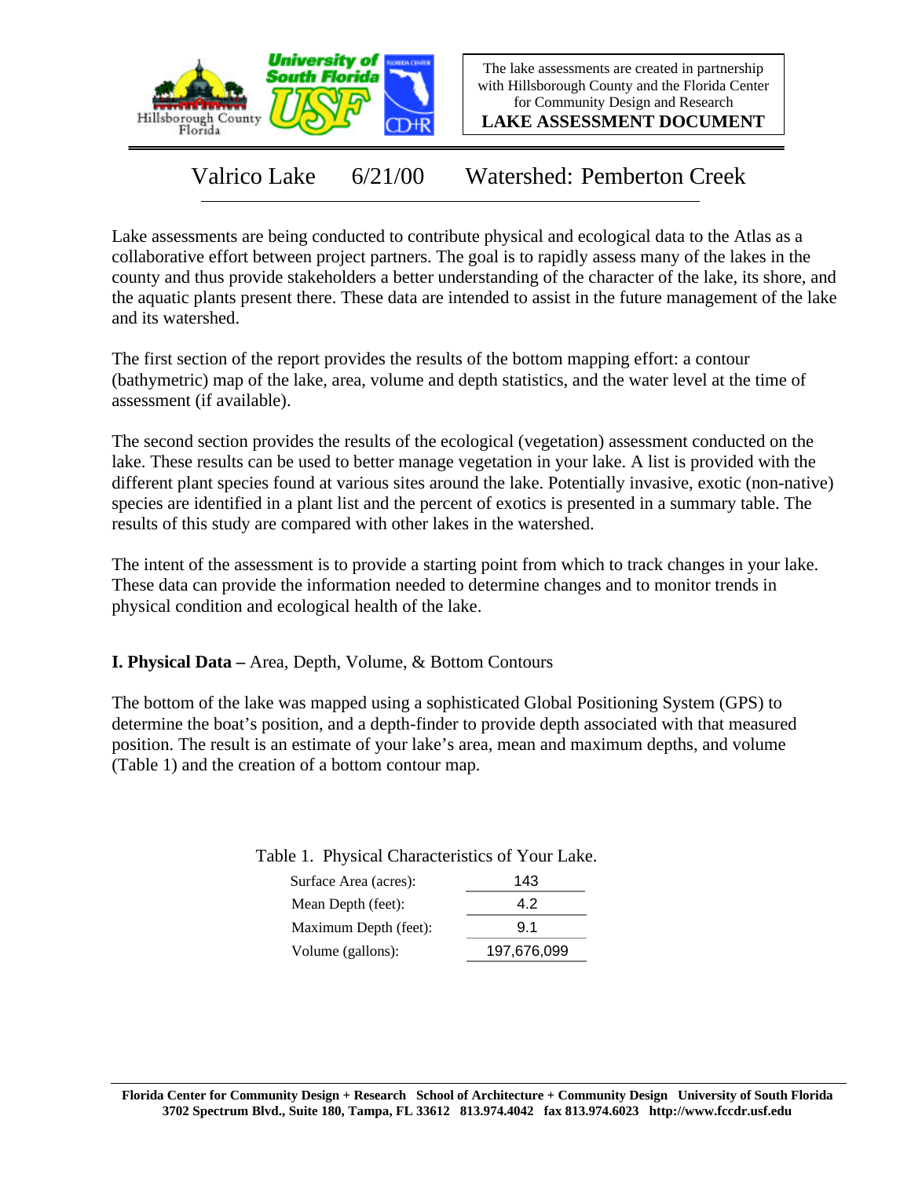The lake assessments are created in partnership with Hillsborough County and the Florida Center for Community Design and Research

**LAKE ASSESSMENT DOCUMENT**

# Valrico Lake 6/21/00 Watershed: Pemberton Creek

Lake assessments are being conducted to contribute physical and ecological data to the Atlas as a collaborative effort between project partners. The goal is to rapidly assess many of the lakes in the county and thus provide stakeholders a better understanding of the character of the lake, its shore, and the aquatic plants present there. These data are intended to assist in the future management of the lake and its watershed.

The first section of the report provides the results of the bottom mapping effort: a contour (bathymetric) map of the lake, area, volume and depth statistics, and the water level at the time of assessment (if available).

The second section provides the results of the ecological (vegetation) assessment conducted on the lake. These results can be used to better manage vegetation in your lake. A list is provided with the different plant species found at various sites around the lake. Potentially invasive, exotic (non-native) species are identified in a plant list and the percent of exotics is presented in a summary table. The results of this study are compared with other lakes in the watershed.

The intent of the assessment is to provide a starting point from which to track changes in your lake. These data can provide the information needed to determine changes and to monitor trends in physical condition and ecological health of the lake.

## I. Physical Data – Area, Depth, Volume, & Bottom Contours

The bottom of the lake was mapped using a sophisticated Global Positioning System (GPS) to determine the boat's position, and a depth-finder to provide depth associated with that measured position. The result is an estimate of your lake's area, mean and maximum depths, and volume (Table 1) and the creation of a bottom contour map.

Table 1. Physical Characteristics of Your Lake.

| Characteristic | Value |
|---|---|
| Surface Area (acres): | 143 |
| Mean Depth (feet): | 4.2 |
| Maximum Depth (feet): | 9.1 |
| Volume (gallons): | 197,676,099 |

**Florida Center for Community Design + Research School of Architecture + Community Design University of South Florida 3702 Spectrum Blvd., Suite 180, Tampa, FL 33612 813.974.4042 fax 813.974.6023 http://www.fccdr.usf.edu**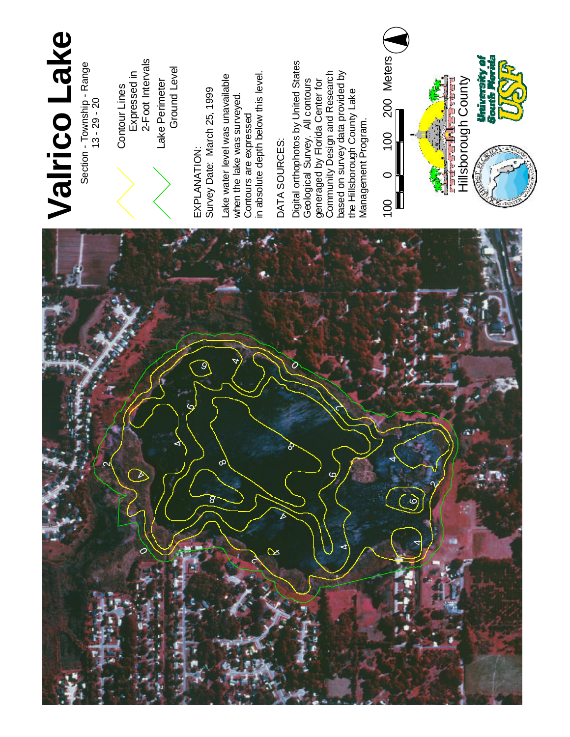# Valrico Lake

Section - Township - Range
13 - 29 - 20

Contour Lines Expressed in 2-Foot Intervals

Lake Perimeter Ground Level

EXPLANATION:
Survey Date: March 25, 1999

Lake water level was unavailable when the lake was surveyed. Contours are expressed in absolute depth below this level.

DATA SOURCES:

Digital orthophotos by United States Geological Survey. All contours generaged by Florida Center for Community Design and Research based on survey data provided by the Hillsborough County Lake Management Program.

100 0 100 200 Meters

Hillsborough County

University of South Florida USF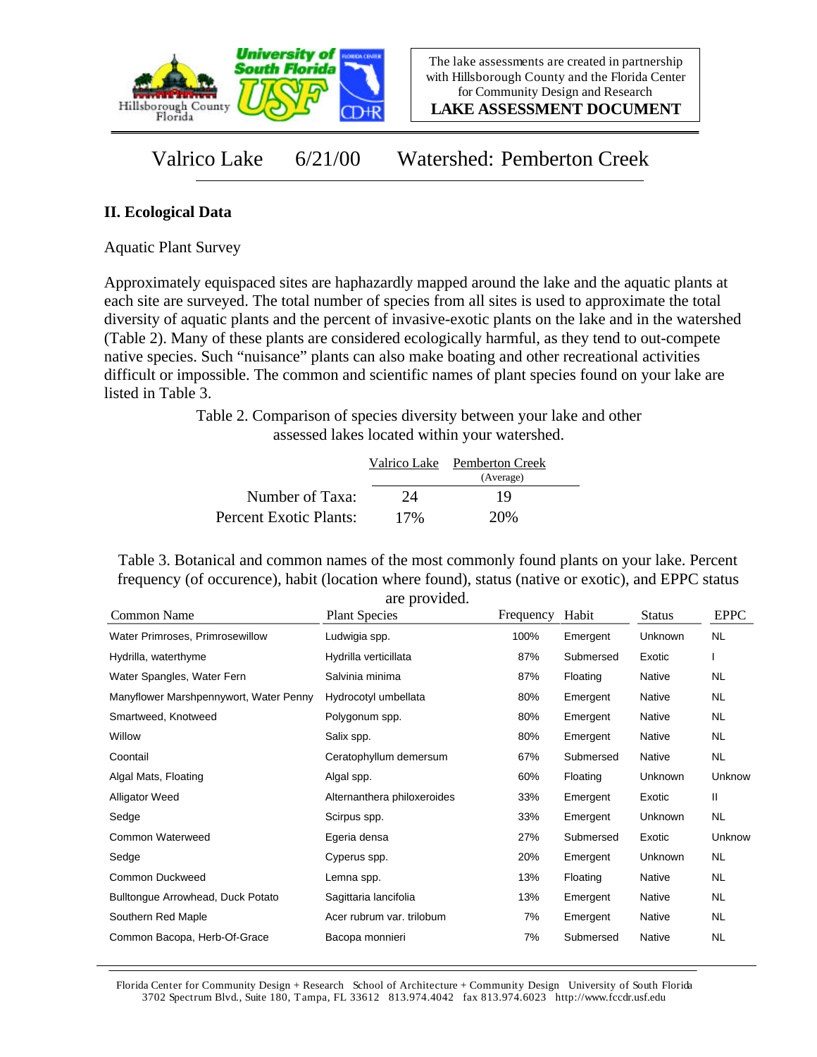The lake assessments are created in partnership with Hillsborough County and the Florida Center for Community Design and Research

**LAKE ASSESSMENT DOCUMENT**

# Valrico Lake 6/21/00 Watershed: Pemberton Creek

## II. Ecological Data

Aquatic Plant Survey

Approximately equispaced sites are haphazardly mapped around the lake and the aquatic plants at each site are surveyed. The total number of species from all sites is used to approximate the total diversity of aquatic plants and the percent of invasive-exotic plants on the lake and in the watershed (Table 2). Many of these plants are considered ecologically harmful, as they tend to out-compete native species. Such "nuisance" plants can also make boating and other recreational activities difficult or impossible. The common and scientific names of plant species found on your lake are listed in Table 3.

Table 2. Comparison of species diversity between your lake and other assessed lakes located within your watershed.

| | Valrico Lake | Pemberton Creek (Average) |
|---|---|---|
| Number of Taxa: | 24 | 19 |
| Percent Exotic Plants: | 17% | 20% |

Table 3. Botanical and common names of the most commonly found plants on your lake. Percent frequency (of occurence), habit (location where found), status (native or exotic), and EPPC status are provided.

| Common Name | Plant Species | Frequency | Habit | Status | EPPC |
|---|---|---|---|---|---|
| Water Primroses, Primrosewillow | Ludwigia spp. | 100% | Emergent | Unknown | NL |
| Hydrilla, waterthyme | Hydrilla verticillata | 87% | Submersed | Exotic | I |
| Water Spangles, Water Fern | Salvinia minima | 87% | Floating | Native | NL |
| Manyflower Marshpennywort, Water Penny | Hydrocotyl umbellata | 80% | Emergent | Native | NL |
| Smartweed, Knotweed | Polygonum spp. | 80% | Emergent | Native | NL |
| Willow | Salix spp. | 80% | Emergent | Native | NL |
| Coontail | Ceratophyllum demersum | 67% | Submersed | Native | NL |
| Algal Mats, Floating | Algal spp. | 60% | Floating | Unknown | Unknow |
| Alligator Weed | Alternanthera philoxeroides | 33% | Emergent | Exotic | II |
| Sedge | Scirpus spp. | 33% | Emergent | Unknown | NL |
| Common Waterweed | Egeria densa | 27% | Submersed | Exotic | Unknow |
| Sedge | Cyperus spp. | 20% | Emergent | Unknown | NL |
| Common Duckweed | Lemna spp. | 13% | Floating | Native | NL |
| Bulltongue Arrowhead, Duck Potato | Sagittaria lancifolia | 13% | Emergent | Native | NL |
| Southern Red Maple | Acer rubrum var. trilobum | 7% | Emergent | Native | NL |
| Common Bacopa, Herb-Of-Grace | Bacopa monnieri | 7% | Submersed | Native | NL |

Florida Center for Community Design + Research School of Architecture + Community Design University of South Florida 3702 Spectrum Blvd., Suite 180, Tampa, FL 33612 813.974.4042 fax 813.974.6023 http://www.fccdr.usf.edu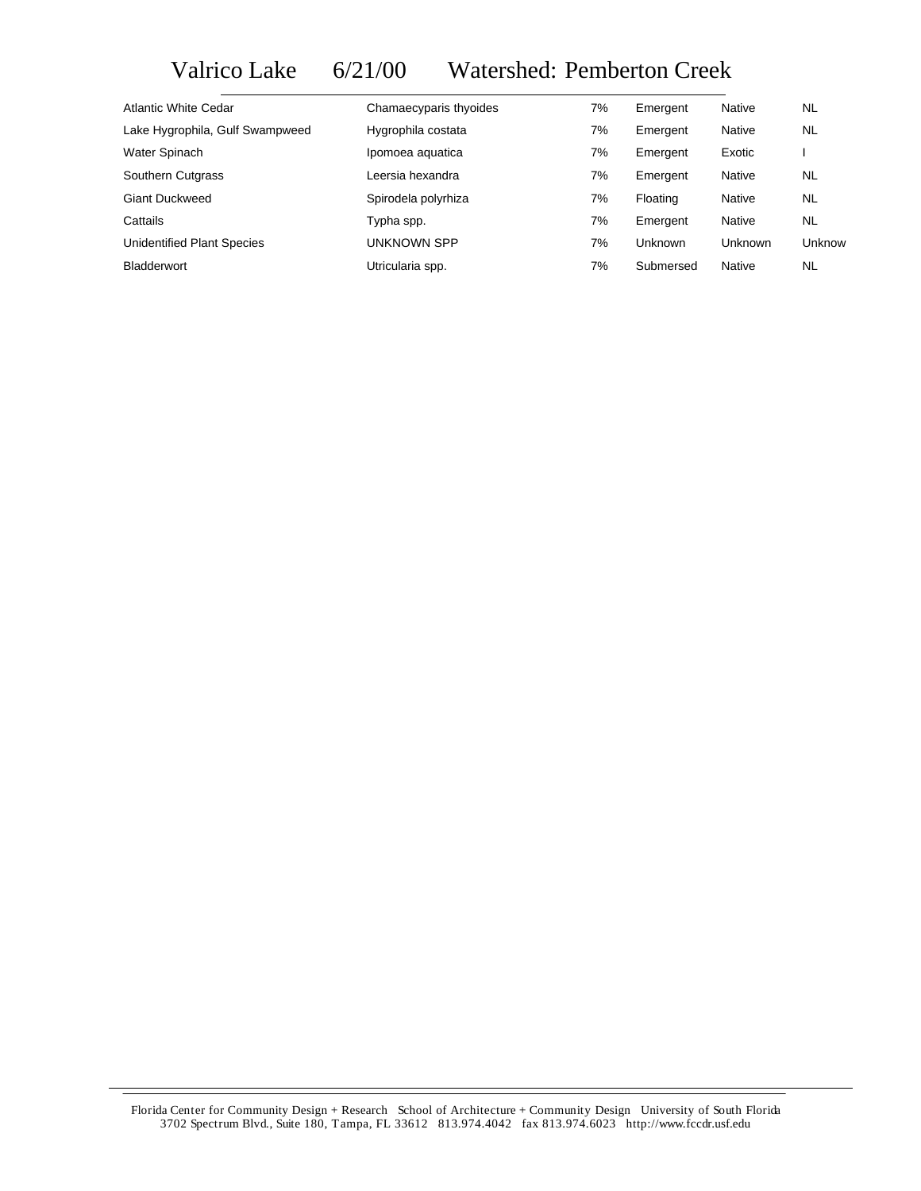# Valrico Lake 6/21/00 Watershed: Pemberton Creek

| | | | | | |
|---|---|---|---|---|---|
| Atlantic White Cedar | Chamaecyparis thyoides | 7% | Emergent | Native | NL |
| Lake Hygrophila, Gulf Swampweed | Hygrophila costata | 7% | Emergent | Native | NL |
| Water Spinach | Ipomoea aquatica | 7% | Emergent | Exotic | I |
| Southern Cutgrass | Leersia hexandra | 7% | Emergent | Native | NL |
| Giant Duckweed | Spirodela polyrhiza | 7% | Floating | Native | NL |
| Cattails | Typha spp. | 7% | Emergent | Native | NL |
| Unidentified Plant Species | UNKNOWN SPP | 7% | Unknown | Unknown | Unknow |
| Bladderwort | Utricularia spp. | 7% | Submersed | Native | NL |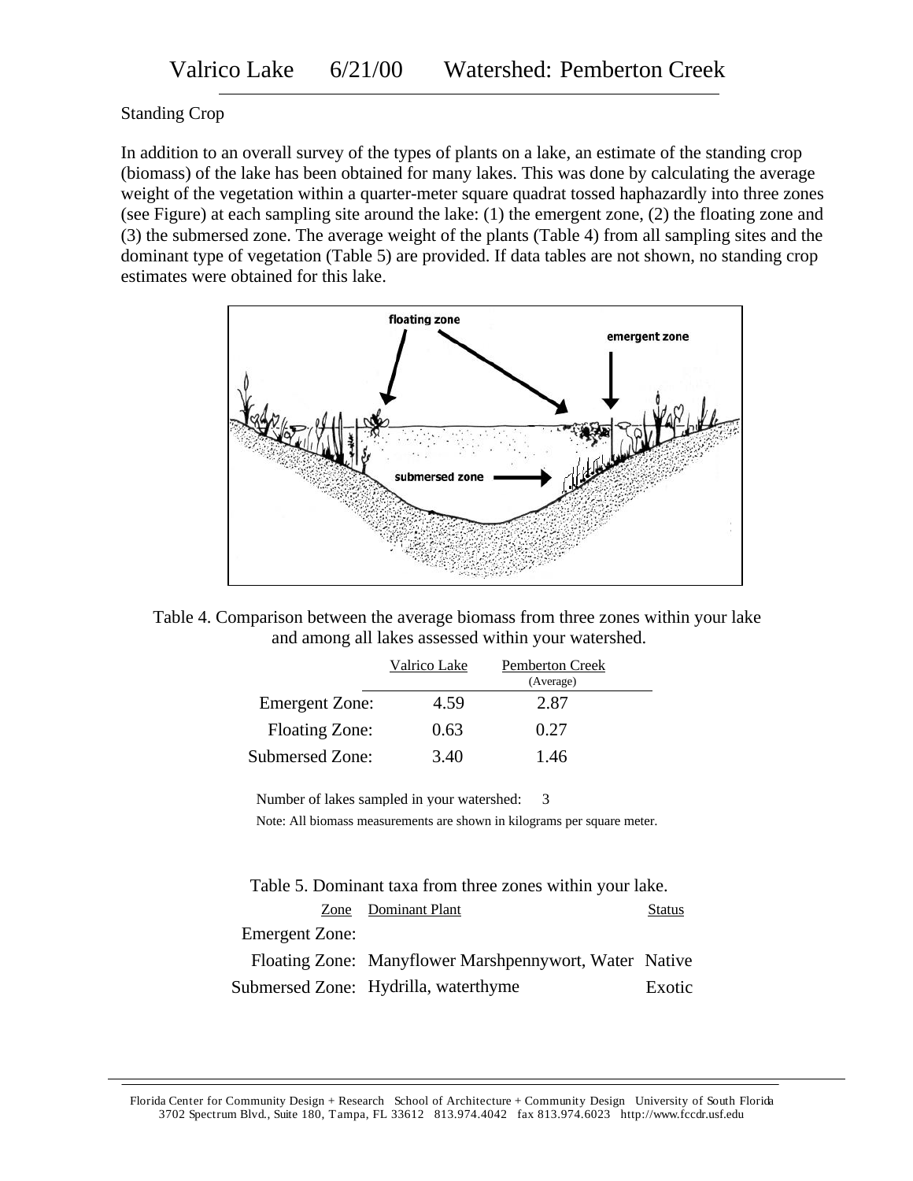# Valrico Lake 6/21/00 Watershed: Pemberton Creek

Standing Crop

In addition to an overall survey of the types of plants on a lake, an estimate of the standing crop (biomass) of the lake has been obtained for many lakes. This was done by calculating the average weight of the vegetation within a quarter-meter square quadrat tossed haphazardly into three zones (see Figure) at each sampling site around the lake: (1) the emergent zone, (2) the floating zone and (3) the submersed zone. The average weight of the plants (Table 4) from all sampling sites and the dominant type of vegetation (Table 5) are provided. If data tables are not shown, no standing crop estimates were obtained for this lake.

floating zone

emergent zone

submersed zone

Table 4. Comparison between the average biomass from three zones within your lake and among all lakes assessed within your watershed.

| | Valrico Lake | Pemberton Creek (Average) |
|---|---|---|
| Emergent Zone: | 4.59 | 2.87 |
| Floating Zone: | 0.63 | 0.27 |
| Submersed Zone: | 3.40 | 1.46 |

Number of lakes sampled in your watershed: 3

Note: All biomass measurements are shown in kilograms per square meter.

Table 5. Dominant taxa from three zones within your lake.

| Zone | Dominant Plant | Status |
|---|---|---|
| Emergent Zone: | | |
| Floating Zone: | Manyflower Marshpennywort, Water | Native |
| Submersed Zone: | Hydrilla, waterthyme | Exotic |